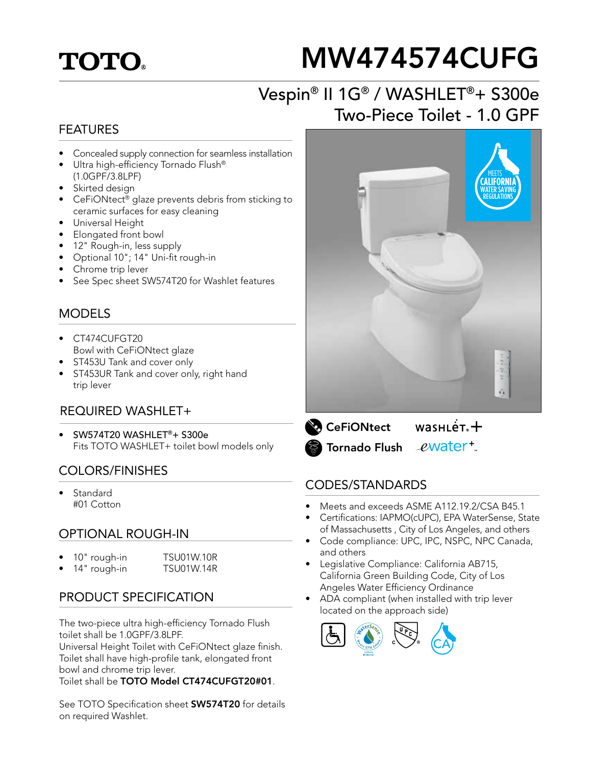TOTO®

# MW474574CUFG

## Vespin® II 1G® / WASHLET®+ S300e Two-Piece Toilet - 1.0 GPF

## FEATURES

- Concealed supply connection for seamless installation
- Ultra high-efficiency Tornado Flush® (1.0GPF/3.8LPF)
- Skirted design
- CeFiONtect® glaze prevents debris from sticking to ceramic surfaces for easy cleaning
- Universal Height
- Elongated front bowl
- 12" Rough-in, less supply
- Optional 10"; 14" Uni-fit rough-in
- Chrome trip lever
- See Spec sheet SW574T20 for Washlet features

## MODELS

- CT474CUFGT20
  Bowl with CeFiONtect glaze
- ST453U Tank and cover only
- ST453UR Tank and cover only, right hand trip lever

## REQUIRED WASHLET+

- **SW574T20 WASHLET®+ S300e**
  Fits TOTO WASHLET+ toilet bowl models only

## COLORS/FINISHES

- Standard
  #01 Cotton

## OPTIONAL ROUGH-IN

- 10" rough-in TSU01W.10R
- 14" rough-in TSU01W.14R

## PRODUCT SPECIFICATION

The two-piece ultra high-efficiency Tornado Flush toilet shall be 1.0GPF/3.8LPF.
Universal Height Toilet with CeFiONtect glaze finish.
Toilet shall have high-profile tank, elongated front bowl and chrome trip lever.
Toilet shall be **TOTO Model CT474CUFGT20#01**.

See TOTO Specification sheet **SW574T20** for details on required Washlet.

MEETS CALIFORNIA WATER SAVING REGULATIONS

CeFiONtect WASHLET+
Tornado Flush ewater+

## CODES/STANDARDS

- Meets and exceeds ASME A112.19.2/CSA B45.1
- Certifications: IAPMO(cUPC), EPA WaterSense, State of Massachusetts , City of Los Angeles, and others
- Code compliance: UPC, IPC, NSPC, NPC Canada, and others
- Legislative Compliance: California AB715, California Green Building Code, City of Los Angeles Water Efficiency Ordinance
- ADA compliant (when installed with trip lever located on the approach side)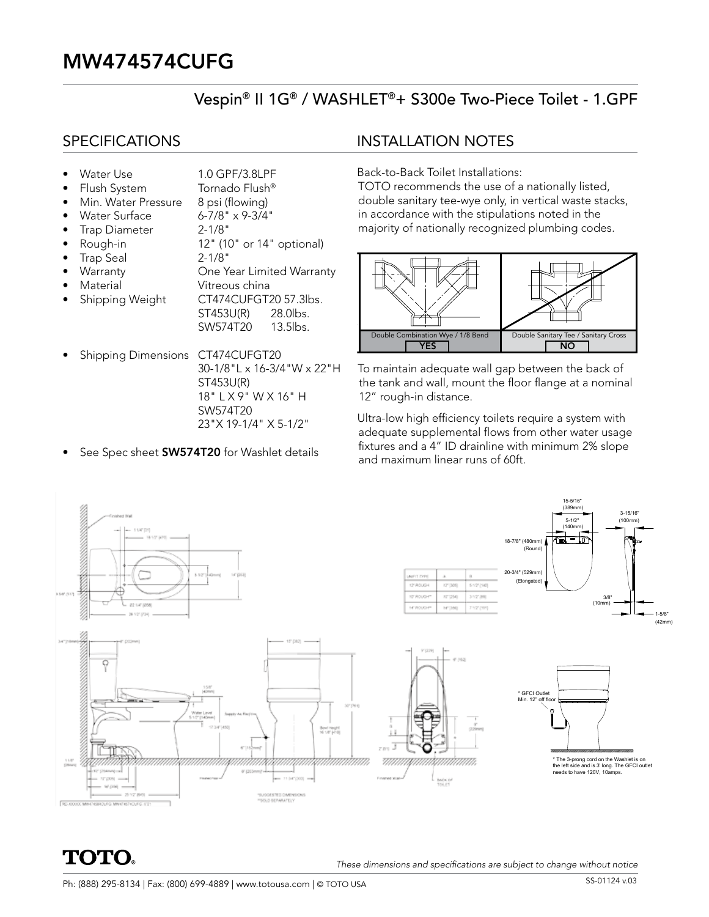# MW474574CUFG

## Vespin® II 1G® / WASHLET®+ S300e Two-Piece Toilet - 1.GPF

## SPECIFICATIONS

- Water Use: 1.0 GPF/3.8LPF
- Flush System: Tornado Flush®
- Min. Water Pressure: 8 psi (flowing)
- Water Surface: 6-7/8" x 9-3/4"
- Trap Diameter: 2-1/8"
- Rough-in: 12" (10" or 14" optional)
- Trap Seal: 2-1/8"
- Warranty: One Year Limited Warranty
- Material: Vitreous china
- Shipping Weight: CT474CUFGT20 57.3lbs.
  ST453U(R) 28.0lbs.
  SW574T20 13.5lbs.
- Shipping Dimensions: CT474CUFGT20
  30-1/8"L x 16-3/4"W x 22"H
  ST453U(R)
  18" L X 9" W X 16" H
  SW574T20
  23"X 19-1/4" X 5-1/2"
- See Spec sheet **SW574T20** for Washlet details

## INSTALLATION NOTES

Back-to-Back Toilet Installations:
TOTO recommends the use of a nationally listed, double sanitary tee-wye only, in vertical waste stacks, in accordance with the stipulations noted in the majority of nationally recognized plumbing codes.

| Double Combination Wye / 1/8 Bend | Double Sanitary Tee / Sanitary Cross |
|---|---|
| YES | NO |

To maintain adequate wall gap between the back of the tank and wall, mount the floor flange at a nominal 12" rough-in distance.

Ultra-low high efficiency toilets require a system with adequate supplemental flows from other water usage fixtures and a 4" ID drainline with minimum 2% slope and maximum linear runs of 60ft.

15-5/16" (389mm)
5-1/2" (140mm)
3-15/16" (100mm)
18-7/8" (480mm) (Round)
20-3/4" (529mm) (Elongated)
3/8" (10mm)
1-5/8" (42mm)

| ROUGH-IN TYPE | A | B |
|---|---|---|
| 12" ROUGH | 12" [305] | 5-1/2" [140] |
| 10" ROUGH* | 10" [254] | 3-1/2" [89] |
| 14" ROUGH* | 14" [356] | 7-1/2" [191] |

Finished Wall
Water Level 5-1/2" [140mm]
Supply As Req'd
Bowl Height 16 1/8" [410]
Finished Floor
Finished Wall
BACK OF TOILET
*SUGGESTED DIMENSIONS
**SOLD SEPARATELY

* GFCI Outlet Min. 12" off floor

* The 3-prong cord on the Washlet is on the left side and is 3' long. The GFCI outlet needs to have 120V, 10amps.

*These dimensions and specifications are subject to change without notice*

Ph: (888) 295-8134 | Fax: (800) 699-4889 | www.totousa.com | © TOTO USA

SS-01124 v.03